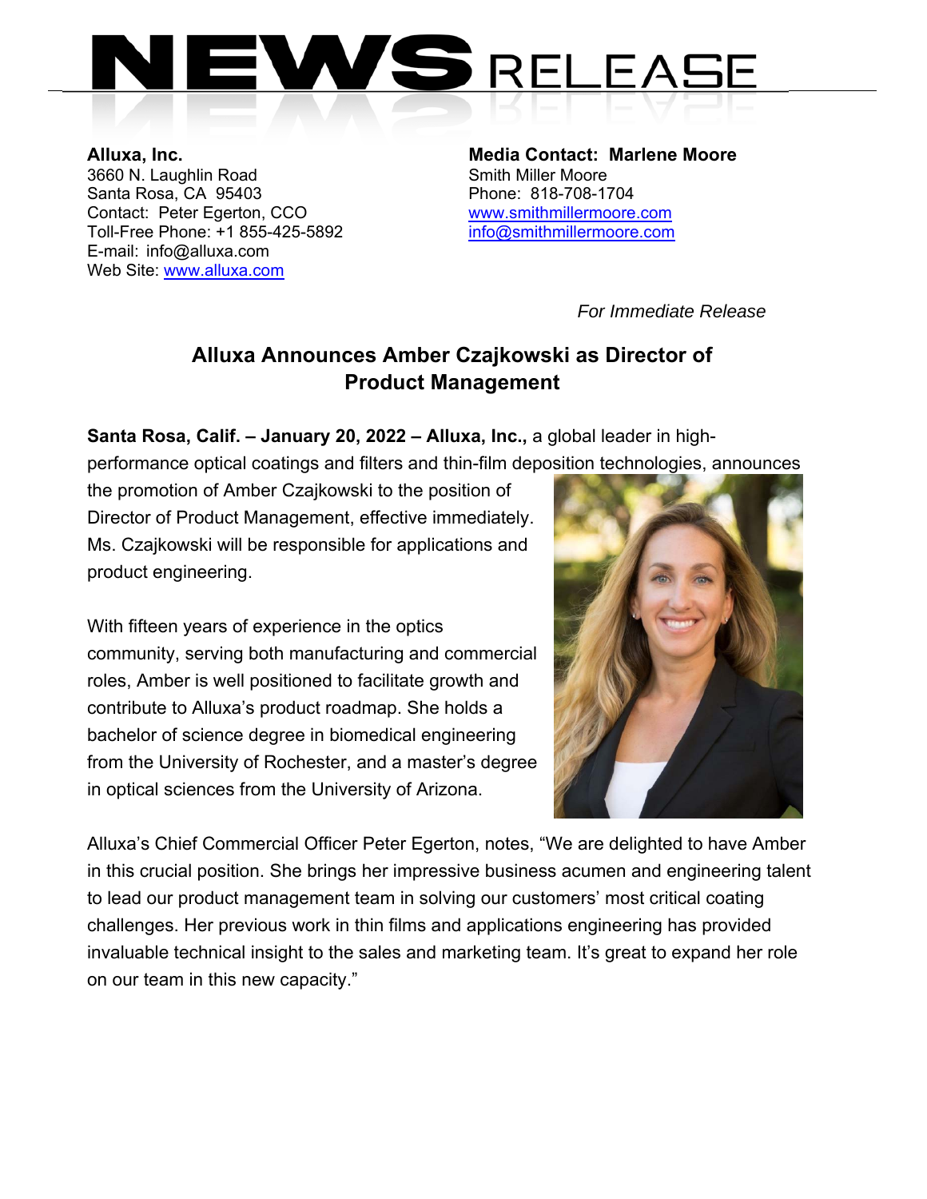# NEWS RELEASE

**Alluxa, Inc.**
3660 N. Laughlin Road
Santa Rosa, CA 95403
Contact: Peter Egerton, CCO
Toll-Free Phone: +1 855-425-5892
E-mail: info@alluxa.com
Web Site: www.alluxa.com

**Media Contact: Marlene Moore**
Smith Miller Moore
Phone: 818-708-1704
www.smithmillermoore.com
info@smithmillermoore.com

*For Immediate Release*

## Alluxa Announces Amber Czajkowski as Director of Product Management

**Santa Rosa, Calif. – January 20, 2022 – Alluxa, Inc.,** a global leader in high-performance optical coatings and filters and thin-film deposition technologies, announces the promotion of Amber Czajkowski to the position of Director of Product Management, effective immediately. Ms. Czajkowski will be responsible for applications and product engineering.

With fifteen years of experience in the optics community, serving both manufacturing and commercial roles, Amber is well positioned to facilitate growth and contribute to Alluxa's product roadmap. She holds a bachelor of science degree in biomedical engineering from the University of Rochester, and a master's degree in optical sciences from the University of Arizona.

Alluxa's Chief Commercial Officer Peter Egerton, notes, "We are delighted to have Amber in this crucial position. She brings her impressive business acumen and engineering talent to lead our product management team in solving our customers' most critical coating challenges. Her previous work in thin films and applications engineering has provided invaluable technical insight to the sales and marketing team. It's great to expand her role on our team in this new capacity."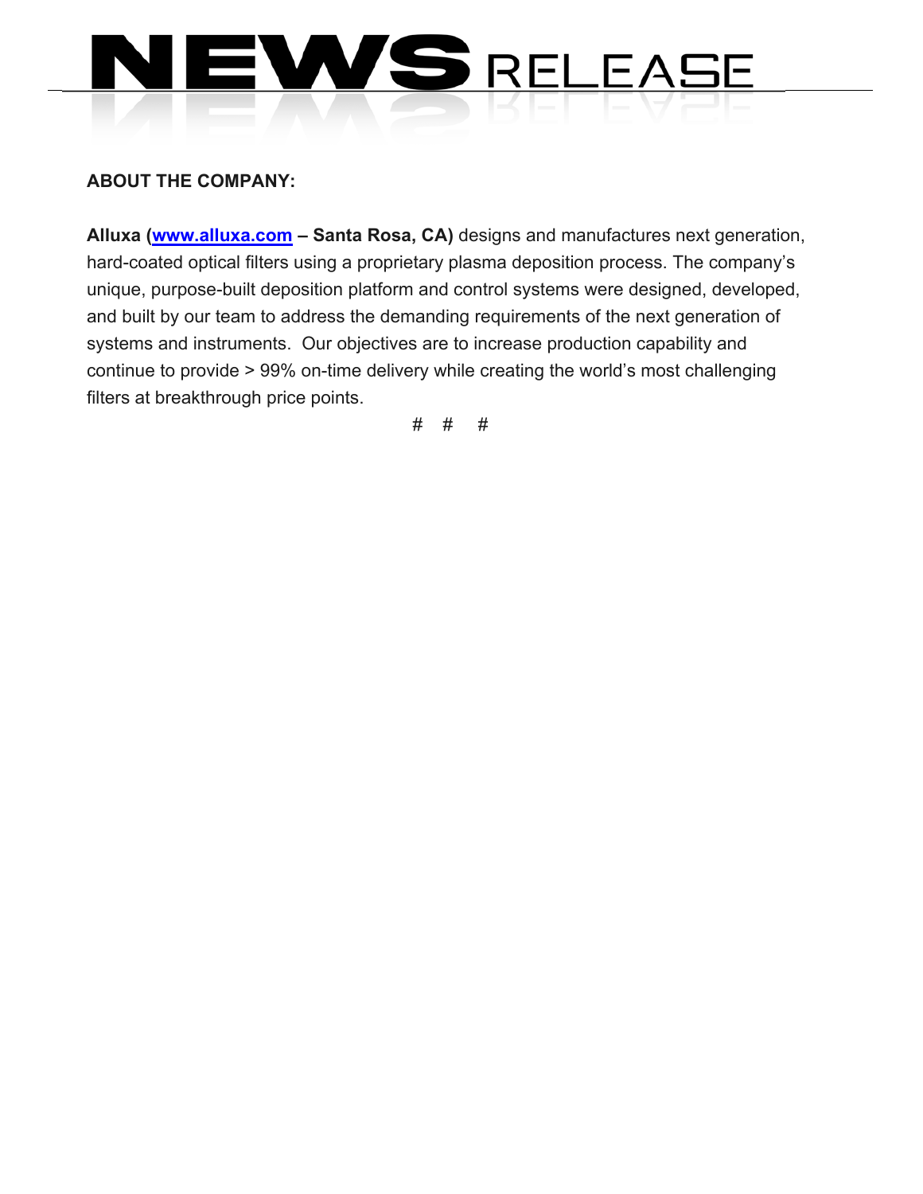# NEWS RELEASE

**ABOUT THE COMPANY:**

**Alluxa ([www.alluxa.com](http://www.alluxa.com) – Santa Rosa, CA)** designs and manufactures next generation, hard-coated optical filters using a proprietary plasma deposition process. The company's unique, purpose-built deposition platform and control systems were designed, developed, and built by our team to address the demanding requirements of the next generation of systems and instruments. Our objectives are to increase production capability and continue to provide > 99% on-time delivery while creating the world's most challenging filters at breakthrough price points.

# # #